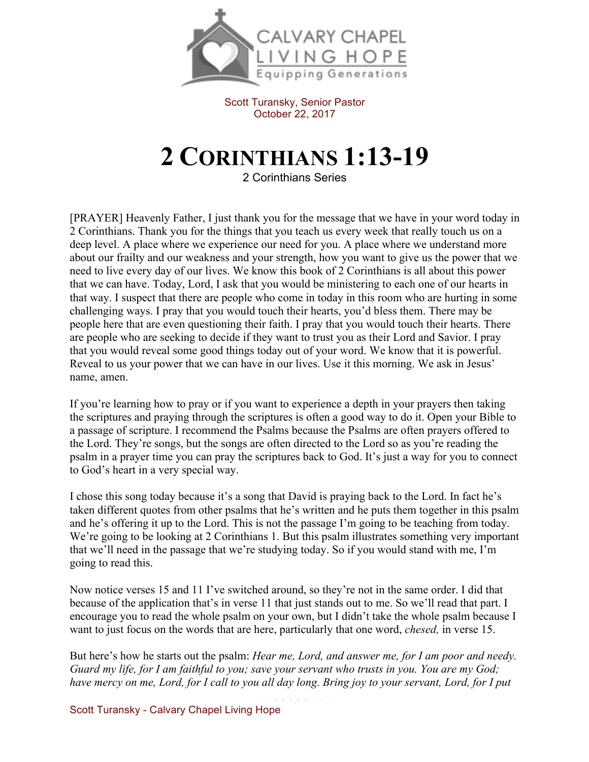Scott Turansky, Senior Pastor
October 22, 2017

# 2 Corinthians 1:13-19

2 Corinthians Series

[PRAYER] Heavenly Father, I just thank you for the message that we have in your word today in 2 Corinthians. Thank you for the things that you teach us every week that really touch us on a deep level. A place where we experience our need for you. A place where we understand more about our frailty and our weakness and your strength, how you want to give us the power that we need to live every day of our lives. We know this book of 2 Corinthians is all about this power that we can have. Today, Lord, I ask that you would be ministering to each one of our hearts in that way. I suspect that there are people who come in today in this room who are hurting in some challenging ways. I pray that you would touch their hearts, you'd bless them. There may be people here that are even questioning their faith. I pray that you would touch their hearts. There are people who are seeking to decide if they want to trust you as their Lord and Savior. I pray that you would reveal some good things today out of your word. We know that it is powerful. Reveal to us your power that we can have in our lives. Use it this morning. We ask in Jesus' name, amen.

If you're learning how to pray or if you want to experience a depth in your prayers then taking the scriptures and praying through the scriptures is often a good way to do it. Open your Bible to a passage of scripture. I recommend the Psalms because the Psalms are often prayers offered to the Lord. They're songs, but the songs are often directed to the Lord so as you're reading the psalm in a prayer time you can pray the scriptures back to God. It's just a way for you to connect to God's heart in a very special way.

I chose this song today because it's a song that David is praying back to the Lord. In fact he's taken different quotes from other psalms that he's written and he puts them together in this psalm and he's offering it up to the Lord. This is not the passage I'm going to be teaching from today. We're going to be looking at 2 Corinthians 1. But this psalm illustrates something very important that we'll need in the passage that we're studying today. So if you would stand with me, I'm going to read this.

Now notice verses 15 and 11 I've switched around, so they're not in the same order. I did that because of the application that's in verse 11 that just stands out to me. So we'll read that part. I encourage you to read the whole psalm on your own, but I didn't take the whole psalm because I want to just focus on the words that are here, particularly that one word, *chesed,* in verse 15.

But here's how he starts out the psalm: *Hear me, Lord, and answer me, for I am poor and needy. Guard my life, for I am faithful to you; save your servant who trusts in you. You are my God; have mercy on me, Lord, for I call to you all day long. Bring joy to your servant, Lord, for I put*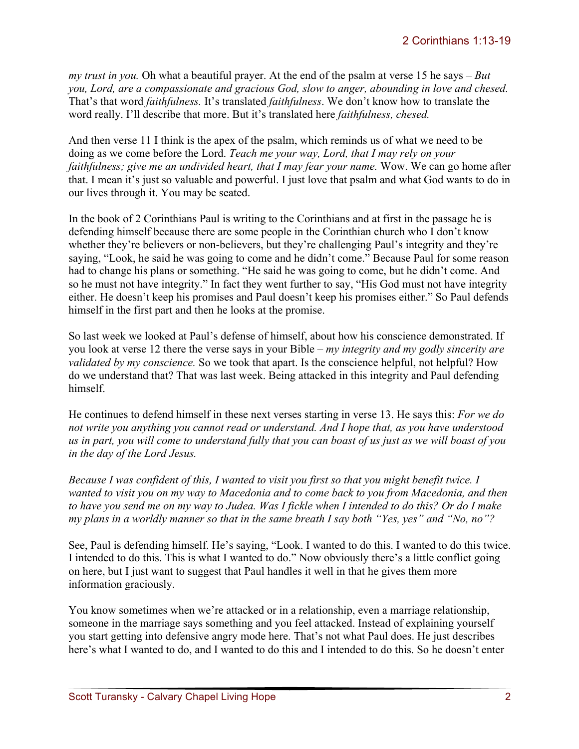*my trust in you.* Oh what a beautiful prayer. At the end of the psalm at verse 15 he says – *But you, Lord, are a compassionate and gracious God, slow to anger, abounding in love and chesed.* That's that word *faithfulness.* It's translated *faithfulness*. We don't know how to translate the word really. I'll describe that more. But it's translated here *faithfulness, chesed.*

And then verse 11 I think is the apex of the psalm, which reminds us of what we need to be doing as we come before the Lord. *Teach me your way, Lord, that I may rely on your faithfulness; give me an undivided heart, that I may fear your name.* Wow. We can go home after that. I mean it's just so valuable and powerful. I just love that psalm and what God wants to do in our lives through it. You may be seated.

In the book of 2 Corinthians Paul is writing to the Corinthians and at first in the passage he is defending himself because there are some people in the Corinthian church who I don't know whether they're believers or non-believers, but they're challenging Paul's integrity and they're saying, "Look, he said he was going to come and he didn't come." Because Paul for some reason had to change his plans or something. "He said he was going to come, but he didn't come. And so he must not have integrity." In fact they went further to say, "His God must not have integrity either. He doesn't keep his promises and Paul doesn't keep his promises either." So Paul defends himself in the first part and then he looks at the promise.

So last week we looked at Paul's defense of himself, about how his conscience demonstrated. If you look at verse 12 there the verse says in your Bible – *my integrity and my godly sincerity are validated by my conscience.* So we took that apart. Is the conscience helpful, not helpful? How do we understand that? That was last week. Being attacked in this integrity and Paul defending himself.

He continues to defend himself in these next verses starting in verse 13. He says this: *For we do not write you anything you cannot read or understand. And I hope that, as you have understood us in part, you will come to understand fully that you can boast of us just as we will boast of you in the day of the Lord Jesus.*

*Because I was confident of this, I wanted to visit you first so that you might benefit twice. I wanted to visit you on my way to Macedonia and to come back to you from Macedonia, and then to have you send me on my way to Judea. Was I fickle when I intended to do this? Or do I make my plans in a worldly manner so that in the same breath I say both "Yes, yes" and "No, no"?*

See, Paul is defending himself. He's saying, "Look. I wanted to do this. I wanted to do this twice. I intended to do this. This is what I wanted to do." Now obviously there's a little conflict going on here, but I just want to suggest that Paul handles it well in that he gives them more information graciously.

You know sometimes when we're attacked or in a relationship, even a marriage relationship, someone in the marriage says something and you feel attacked. Instead of explaining yourself you start getting into defensive angry mode here. That's not what Paul does. He just describes here's what I wanted to do, and I wanted to do this and I intended to do this. So he doesn't enter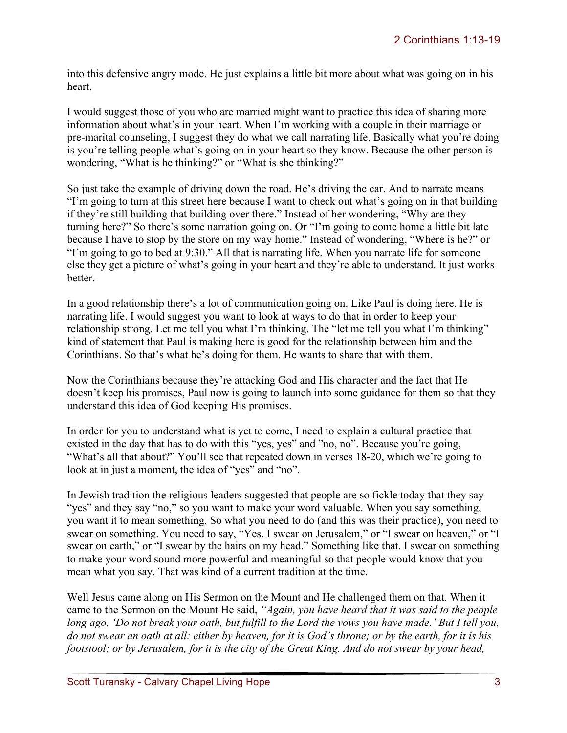into this defensive angry mode. He just explains a little bit more about what was going on in his heart.

I would suggest those of you who are married might want to practice this idea of sharing more information about what's in your heart. When I'm working with a couple in their marriage or pre-marital counseling, I suggest they do what we call narrating life. Basically what you're doing is you're telling people what's going on in your heart so they know. Because the other person is wondering, "What is he thinking?" or "What is she thinking?"

So just take the example of driving down the road. He's driving the car. And to narrate means "I'm going to turn at this street here because I want to check out what's going on in that building if they're still building that building over there." Instead of her wondering, "Why are they turning here?" So there's some narration going on. Or "I'm going to come home a little bit late because I have to stop by the store on my way home." Instead of wondering, "Where is he?" or "I'm going to go to bed at 9:30." All that is narrating life. When you narrate life for someone else they get a picture of what's going in your heart and they're able to understand. It just works better.

In a good relationship there's a lot of communication going on. Like Paul is doing here. He is narrating life. I would suggest you want to look at ways to do that in order to keep your relationship strong. Let me tell you what I'm thinking. The "let me tell you what I'm thinking" kind of statement that Paul is making here is good for the relationship between him and the Corinthians. So that's what he's doing for them. He wants to share that with them.

Now the Corinthians because they're attacking God and His character and the fact that He doesn't keep his promises, Paul now is going to launch into some guidance for them so that they understand this idea of God keeping His promises.

In order for you to understand what is yet to come, I need to explain a cultural practice that existed in the day that has to do with this "yes, yes" and "no, no". Because you're going, "What's all that about?" You'll see that repeated down in verses 18-20, which we're going to look at in just a moment, the idea of "yes" and "no".

In Jewish tradition the religious leaders suggested that people are so fickle today that they say "yes" and they say "no," so you want to make your word valuable. When you say something, you want it to mean something. So what you need to do (and this was their practice), you need to swear on something. You need to say, "Yes. I swear on Jerusalem," or "I swear on heaven," or "I swear on earth," or "I swear by the hairs on my head." Something like that. I swear on something to make your word sound more powerful and meaningful so that people would know that you mean what you say. That was kind of a current tradition at the time.

Well Jesus came along on His Sermon on the Mount and He challenged them on that. When it came to the Sermon on the Mount He said, *"Again, you have heard that it was said to the people long ago, 'Do not break your oath, but fulfill to the Lord the vows you have made.' But I tell you, do not swear an oath at all: either by heaven, for it is God's throne; or by the earth, for it is his footstool; or by Jerusalem, for it is the city of the Great King. And do not swear by your head,*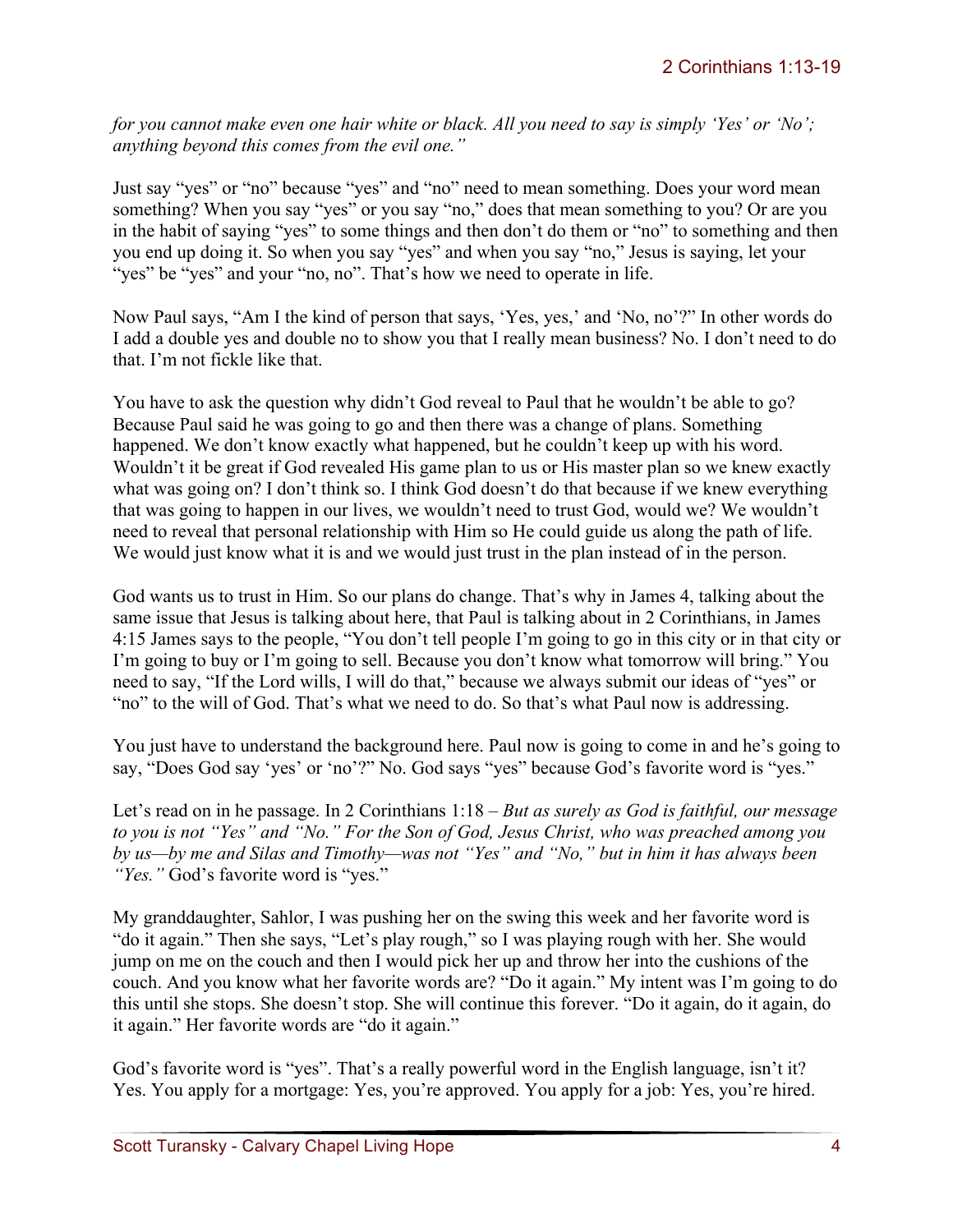*for you cannot make even one hair white or black. All you need to say is simply 'Yes' or 'No'; anything beyond this comes from the evil one."*

Just say "yes" or "no" because "yes" and "no" need to mean something. Does your word mean something? When you say "yes" or you say "no," does that mean something to you? Or are you in the habit of saying "yes" to some things and then don't do them or "no" to something and then you end up doing it. So when you say "yes" and when you say "no," Jesus is saying, let your "yes" be "yes" and your "no, no". That's how we need to operate in life.

Now Paul says, "Am I the kind of person that says, 'Yes, yes,' and 'No, no'?" In other words do I add a double yes and double no to show you that I really mean business? No. I don't need to do that. I'm not fickle like that.

You have to ask the question why didn't God reveal to Paul that he wouldn't be able to go? Because Paul said he was going to go and then there was a change of plans. Something happened. We don't know exactly what happened, but he couldn't keep up with his word. Wouldn't it be great if God revealed His game plan to us or His master plan so we knew exactly what was going on? I don't think so. I think God doesn't do that because if we knew everything that was going to happen in our lives, we wouldn't need to trust God, would we? We wouldn't need to reveal that personal relationship with Him so He could guide us along the path of life. We would just know what it is and we would just trust in the plan instead of in the person.

God wants us to trust in Him. So our plans do change. That's why in James 4, talking about the same issue that Jesus is talking about here, that Paul is talking about in 2 Corinthians, in James 4:15 James says to the people, "You don't tell people I'm going to go in this city or in that city or I'm going to buy or I'm going to sell. Because you don't know what tomorrow will bring." You need to say, "If the Lord wills, I will do that," because we always submit our ideas of "yes" or "no" to the will of God. That's what we need to do. So that's what Paul now is addressing.

You just have to understand the background here. Paul now is going to come in and he's going to say, "Does God say 'yes' or 'no'?" No. God says "yes" because God's favorite word is "yes."

Let's read on in he passage. In 2 Corinthians 1:18 – *But as surely as God is faithful, our message to you is not "Yes" and "No." For the Son of God, Jesus Christ, who was preached among you by us—by me and Silas and Timothy—was not "Yes" and "No," but in him it has always been "Yes."* God's favorite word is "yes."

My granddaughter, Sahlor, I was pushing her on the swing this week and her favorite word is "do it again." Then she says, "Let's play rough," so I was playing rough with her. She would jump on me on the couch and then I would pick her up and throw her into the cushions of the couch. And you know what her favorite words are? "Do it again." My intent was I'm going to do this until she stops. She doesn't stop. She will continue this forever. "Do it again, do it again, do it again." Her favorite words are "do it again."

God's favorite word is "yes". That's a really powerful word in the English language, isn't it? Yes. You apply for a mortgage: Yes, you're approved. You apply for a job: Yes, you're hired.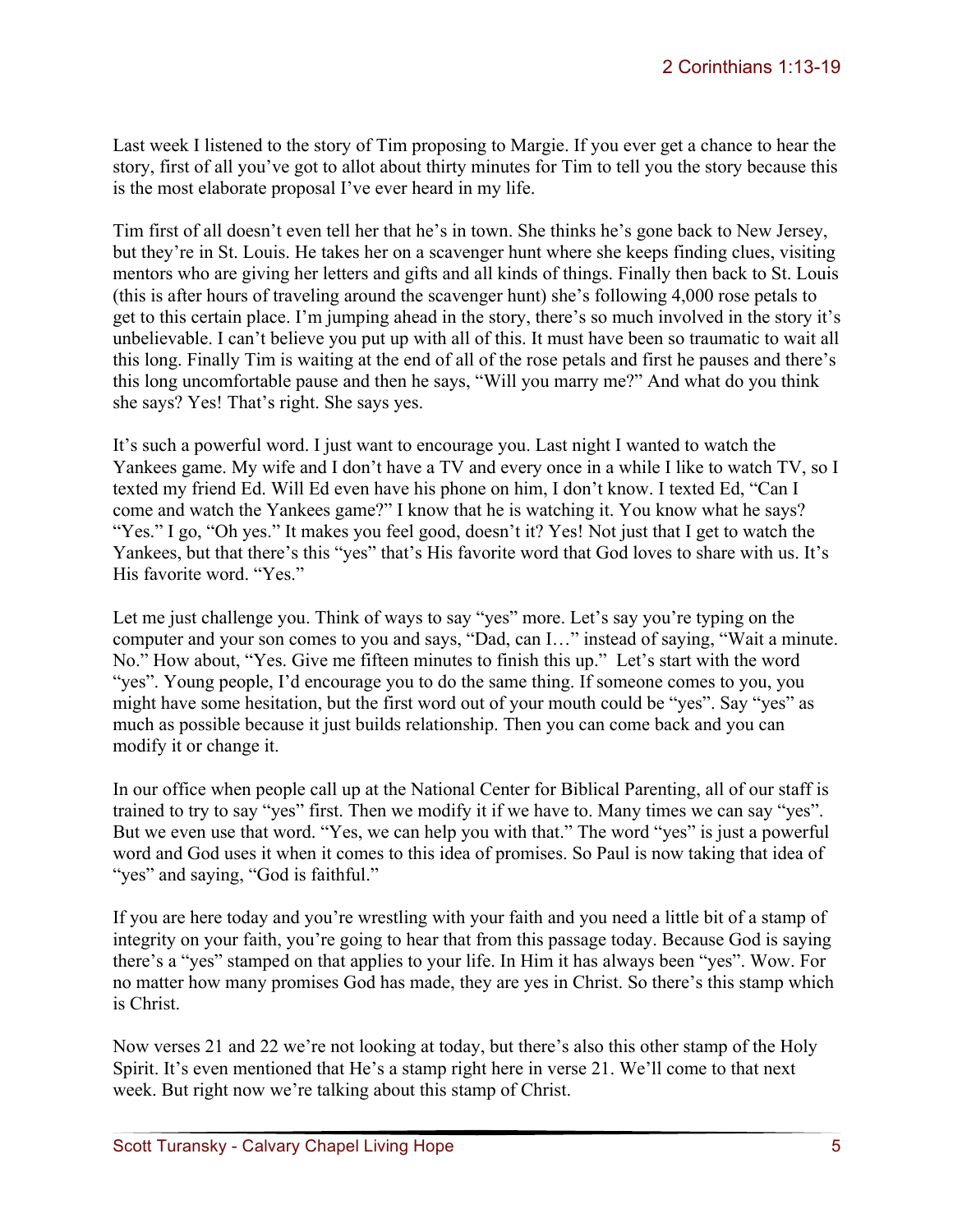Last week I listened to the story of Tim proposing to Margie. If you ever get a chance to hear the story, first of all you've got to allot about thirty minutes for Tim to tell you the story because this is the most elaborate proposal I've ever heard in my life.

Tim first of all doesn't even tell her that he's in town. She thinks he's gone back to New Jersey, but they're in St. Louis. He takes her on a scavenger hunt where she keeps finding clues, visiting mentors who are giving her letters and gifts and all kinds of things. Finally then back to St. Louis (this is after hours of traveling around the scavenger hunt) she's following 4,000 rose petals to get to this certain place. I'm jumping ahead in the story, there's so much involved in the story it's unbelievable. I can't believe you put up with all of this. It must have been so traumatic to wait all this long. Finally Tim is waiting at the end of all of the rose petals and first he pauses and there's this long uncomfortable pause and then he says, "Will you marry me?" And what do you think she says? Yes! That's right. She says yes.

It's such a powerful word. I just want to encourage you. Last night I wanted to watch the Yankees game. My wife and I don't have a TV and every once in a while I like to watch TV, so I texted my friend Ed. Will Ed even have his phone on him, I don't know. I texted Ed, "Can I come and watch the Yankees game?" I know that he is watching it. You know what he says? "Yes." I go, "Oh yes." It makes you feel good, doesn't it? Yes! Not just that I get to watch the Yankees, but that there's this "yes" that's His favorite word that God loves to share with us. It's His favorite word. "Yes."

Let me just challenge you. Think of ways to say "yes" more. Let's say you're typing on the computer and your son comes to you and says, "Dad, can I…" instead of saying, "Wait a minute. No." How about, "Yes. Give me fifteen minutes to finish this up." Let's start with the word "yes". Young people, I'd encourage you to do the same thing. If someone comes to you, you might have some hesitation, but the first word out of your mouth could be "yes". Say "yes" as much as possible because it just builds relationship. Then you can come back and you can modify it or change it.

In our office when people call up at the National Center for Biblical Parenting, all of our staff is trained to try to say "yes" first. Then we modify it if we have to. Many times we can say "yes". But we even use that word. "Yes, we can help you with that." The word "yes" is just a powerful word and God uses it when it comes to this idea of promises. So Paul is now taking that idea of "yes" and saying, "God is faithful."

If you are here today and you're wrestling with your faith and you need a little bit of a stamp of integrity on your faith, you're going to hear that from this passage today. Because God is saying there's a "yes" stamped on that applies to your life. In Him it has always been "yes". Wow. For no matter how many promises God has made, they are yes in Christ. So there's this stamp which is Christ.

Now verses 21 and 22 we're not looking at today, but there's also this other stamp of the Holy Spirit. It's even mentioned that He's a stamp right here in verse 21. We'll come to that next week. But right now we're talking about this stamp of Christ.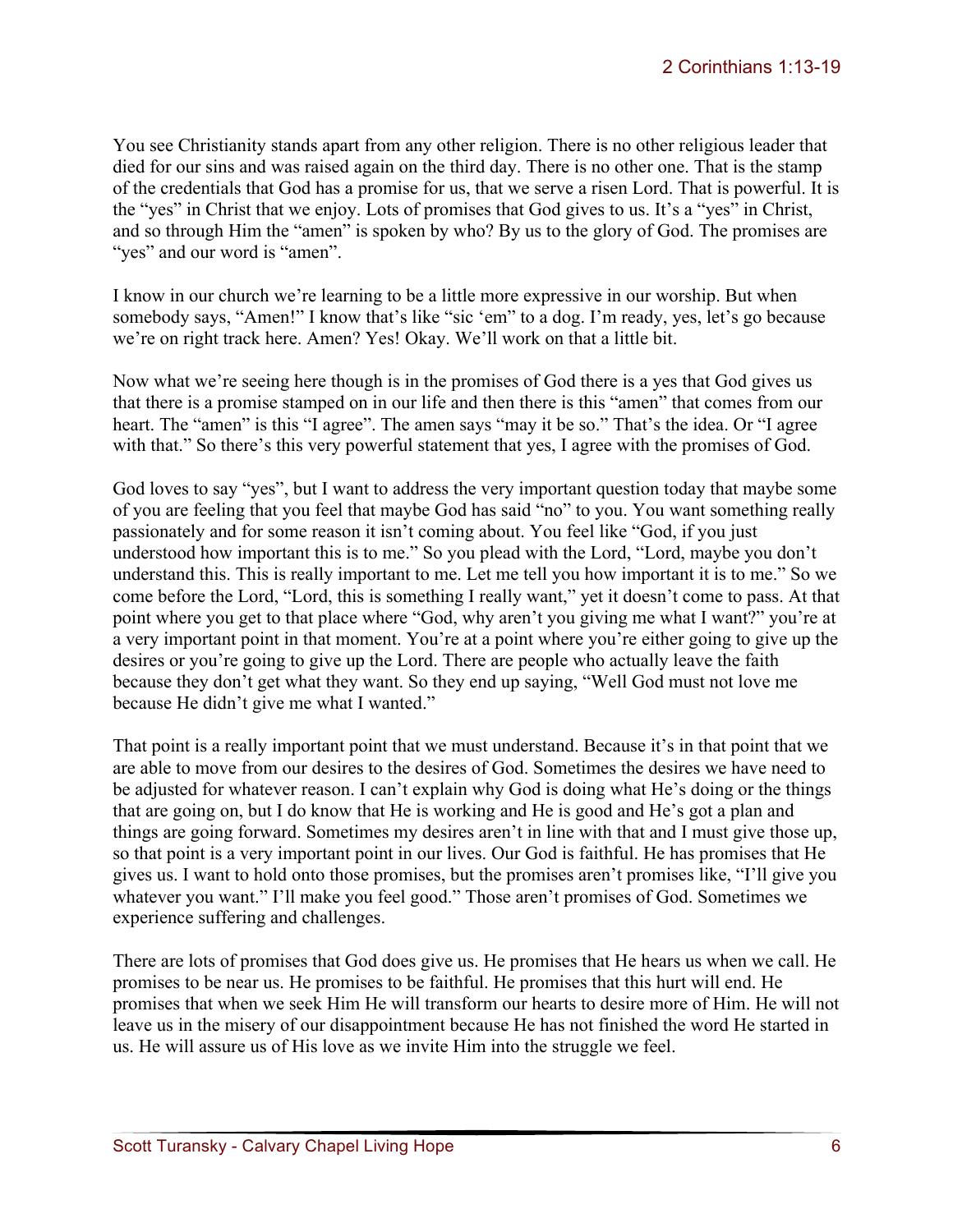You see Christianity stands apart from any other religion. There is no other religious leader that died for our sins and was raised again on the third day. There is no other one. That is the stamp of the credentials that God has a promise for us, that we serve a risen Lord. That is powerful. It is the "yes" in Christ that we enjoy. Lots of promises that God gives to us. It's a "yes" in Christ, and so through Him the "amen" is spoken by who? By us to the glory of God. The promises are "yes" and our word is "amen".

I know in our church we're learning to be a little more expressive in our worship. But when somebody says, "Amen!" I know that's like "sic 'em" to a dog. I'm ready, yes, let's go because we're on right track here. Amen? Yes! Okay. We'll work on that a little bit.

Now what we're seeing here though is in the promises of God there is a yes that God gives us that there is a promise stamped on in our life and then there is this "amen" that comes from our heart. The "amen" is this "I agree". The amen says "may it be so." That's the idea. Or "I agree with that." So there's this very powerful statement that yes, I agree with the promises of God.

God loves to say "yes", but I want to address the very important question today that maybe some of you are feeling that you feel that maybe God has said "no" to you. You want something really passionately and for some reason it isn't coming about. You feel like "God, if you just understood how important this is to me." So you plead with the Lord, "Lord, maybe you don't understand this. This is really important to me. Let me tell you how important it is to me." So we come before the Lord, "Lord, this is something I really want," yet it doesn't come to pass. At that point where you get to that place where "God, why aren't you giving me what I want?" you're at a very important point in that moment. You're at a point where you're either going to give up the desires or you're going to give up the Lord. There are people who actually leave the faith because they don't get what they want. So they end up saying, "Well God must not love me because He didn't give me what I wanted."

That point is a really important point that we must understand. Because it's in that point that we are able to move from our desires to the desires of God. Sometimes the desires we have need to be adjusted for whatever reason. I can't explain why God is doing what He's doing or the things that are going on, but I do know that He is working and He is good and He's got a plan and things are going forward. Sometimes my desires aren't in line with that and I must give those up, so that point is a very important point in our lives. Our God is faithful. He has promises that He gives us. I want to hold onto those promises, but the promises aren't promises like, "I'll give you whatever you want." I'll make you feel good." Those aren't promises of God. Sometimes we experience suffering and challenges.

There are lots of promises that God does give us. He promises that He hears us when we call. He promises to be near us. He promises to be faithful. He promises that this hurt will end. He promises that when we seek Him He will transform our hearts to desire more of Him. He will not leave us in the misery of our disappointment because He has not finished the word He started in us. He will assure us of His love as we invite Him into the struggle we feel.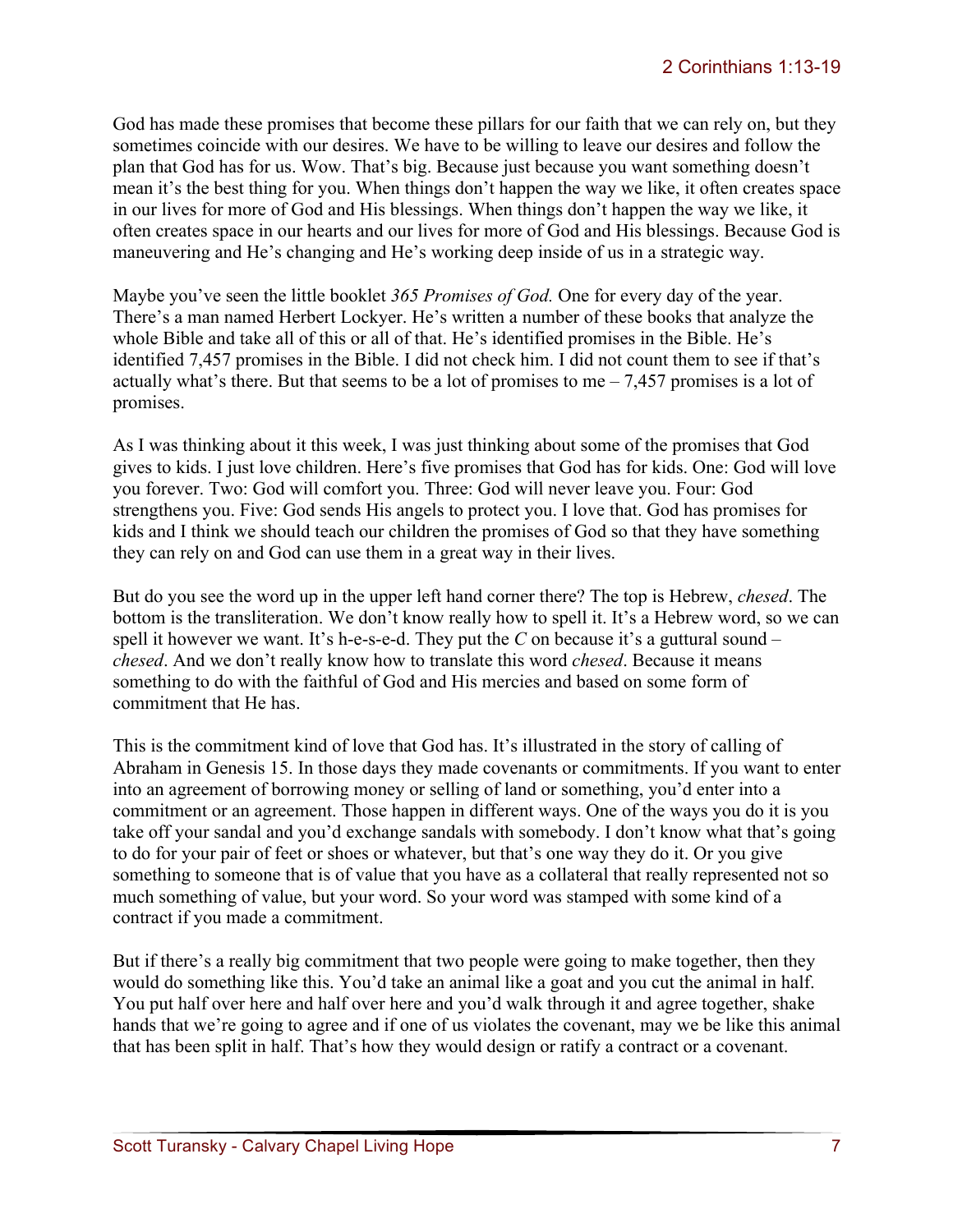God has made these promises that become these pillars for our faith that we can rely on, but they sometimes coincide with our desires. We have to be willing to leave our desires and follow the plan that God has for us. Wow. That's big. Because just because you want something doesn't mean it's the best thing for you. When things don't happen the way we like, it often creates space in our lives for more of God and His blessings. When things don't happen the way we like, it often creates space in our hearts and our lives for more of God and His blessings. Because God is maneuvering and He's changing and He's working deep inside of us in a strategic way.

Maybe you've seen the little booklet *365 Promises of God.* One for every day of the year. There's a man named Herbert Lockyer. He's written a number of these books that analyze the whole Bible and take all of this or all of that. He's identified promises in the Bible. He's identified 7,457 promises in the Bible. I did not check him. I did not count them to see if that's actually what's there. But that seems to be a lot of promises to me – 7,457 promises is a lot of promises.

As I was thinking about it this week, I was just thinking about some of the promises that God gives to kids. I just love children. Here's five promises that God has for kids. One: God will love you forever. Two: God will comfort you. Three: God will never leave you. Four: God strengthens you. Five: God sends His angels to protect you. I love that. God has promises for kids and I think we should teach our children the promises of God so that they have something they can rely on and God can use them in a great way in their lives.

But do you see the word up in the upper left hand corner there? The top is Hebrew, *chesed*. The bottom is the transliteration. We don't know really how to spell it. It's a Hebrew word, so we can spell it however we want. It's h-e-s-e-d. They put the *C* on because it's a guttural sound – *chesed*. And we don't really know how to translate this word *chesed*. Because it means something to do with the faithful of God and His mercies and based on some form of commitment that He has.

This is the commitment kind of love that God has. It's illustrated in the story of calling of Abraham in Genesis 15. In those days they made covenants or commitments. If you want to enter into an agreement of borrowing money or selling of land or something, you'd enter into a commitment or an agreement. Those happen in different ways. One of the ways you do it is you take off your sandal and you'd exchange sandals with somebody. I don't know what that's going to do for your pair of feet or shoes or whatever, but that's one way they do it. Or you give something to someone that is of value that you have as a collateral that really represented not so much something of value, but your word. So your word was stamped with some kind of a contract if you made a commitment.

But if there's a really big commitment that two people were going to make together, then they would do something like this. You'd take an animal like a goat and you cut the animal in half. You put half over here and half over here and you'd walk through it and agree together, shake hands that we're going to agree and if one of us violates the covenant, may we be like this animal that has been split in half. That's how they would design or ratify a contract or a covenant.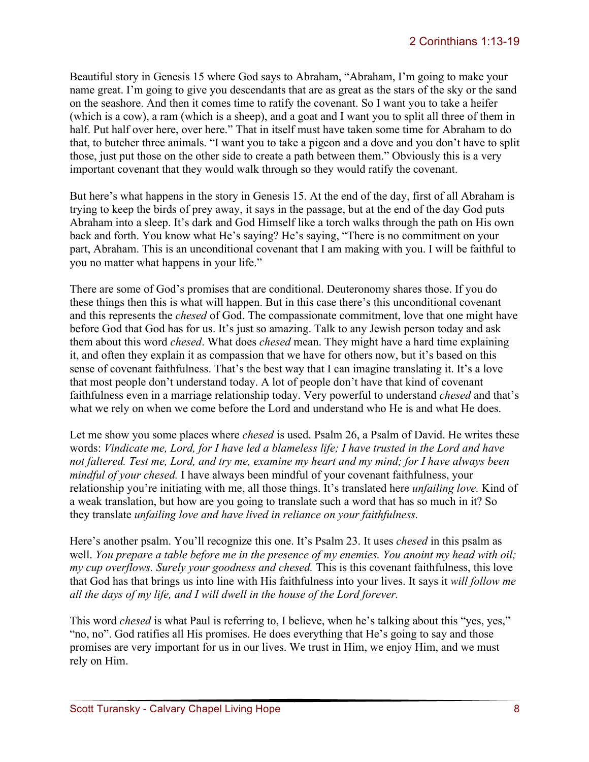Beautiful story in Genesis 15 where God says to Abraham, “Abraham, I’m going to make your name great. I’m going to give you descendants that are as great as the stars of the sky or the sand on the seashore. And then it comes time to ratify the covenant. So I want you to take a heifer (which is a cow), a ram (which is a sheep), and a goat and I want you to split all three of them in half. Put half over here, over here.” That in itself must have taken some time for Abraham to do that, to butcher three animals. “I want you to take a pigeon and a dove and you don’t have to split those, just put those on the other side to create a path between them.” Obviously this is a very important covenant that they would walk through so they would ratify the covenant.

But here’s what happens in the story in Genesis 15. At the end of the day, first of all Abraham is trying to keep the birds of prey away, it says in the passage, but at the end of the day God puts Abraham into a sleep. It’s dark and God Himself like a torch walks through the path on His own back and forth. You know what He’s saying? He’s saying, “There is no commitment on your part, Abraham. This is an unconditional covenant that I am making with you. I will be faithful to you no matter what happens in your life.”

There are some of God’s promises that are conditional. Deuteronomy shares those. If you do these things then this is what will happen. But in this case there’s this unconditional covenant and this represents the *chesed* of God. The compassionate commitment, love that one might have before God that God has for us. It’s just so amazing. Talk to any Jewish person today and ask them about this word *chesed*. What does *chesed* mean. They might have a hard time explaining it, and often they explain it as compassion that we have for others now, but it’s based on this sense of covenant faithfulness. That’s the best way that I can imagine translating it. It’s a love that most people don’t understand today. A lot of people don’t have that kind of covenant faithfulness even in a marriage relationship today. Very powerful to understand *chesed* and that’s what we rely on when we come before the Lord and understand who He is and what He does.

Let me show you some places where *chesed* is used. Psalm 26, a Psalm of David. He writes these words: *Vindicate me, Lord, for I have led a blameless life; I have trusted in the Lord and have not faltered. Test me, Lord, and try me, examine my heart and my mind; for I have always been mindful of your chesed.* I have always been mindful of your covenant faithfulness, your relationship you’re initiating with me, all those things. It’s translated here *unfailing love.* Kind of a weak translation, but how are you going to translate such a word that has so much in it? So they translate *unfailing love and have lived in reliance on your faithfulness.*

Here’s another psalm. You’ll recognize this one. It’s Psalm 23. It uses *chesed* in this psalm as well. *You prepare a table before me in the presence of my enemies. You anoint my head with oil; my cup overflows. Surely your goodness and chesed.* This is this covenant faithfulness, this love that God has that brings us into line with His faithfulness into your lives. It says it *will follow me all the days of my life, and I will dwell in the house of the Lord forever.*

This word *chesed* is what Paul is referring to, I believe, when he’s talking about this “yes, yes,” “no, no”. God ratifies all His promises. He does everything that He’s going to say and those promises are very important for us in our lives. We trust in Him, we enjoy Him, and we must rely on Him.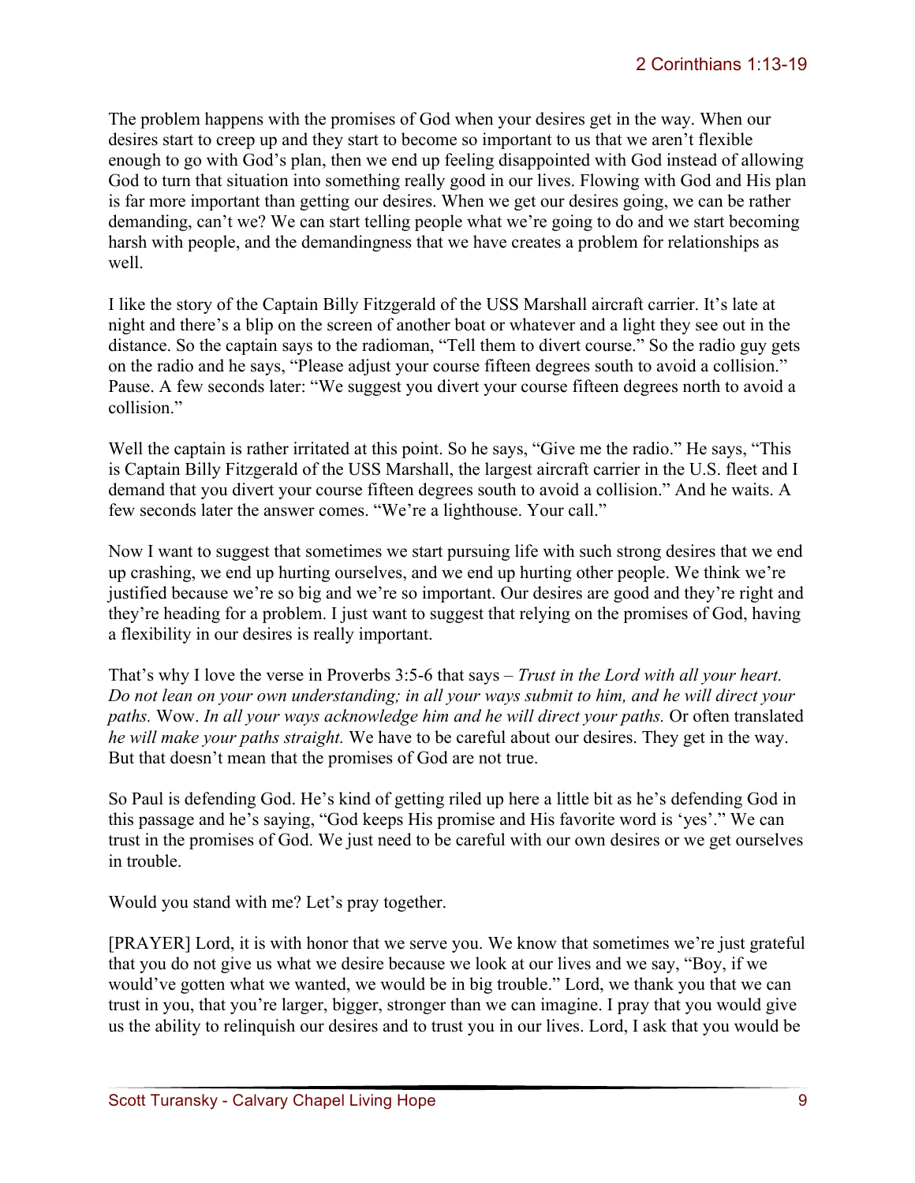The problem happens with the promises of God when your desires get in the way. When our desires start to creep up and they start to become so important to us that we aren't flexible enough to go with God's plan, then we end up feeling disappointed with God instead of allowing God to turn that situation into something really good in our lives. Flowing with God and His plan is far more important than getting our desires. When we get our desires going, we can be rather demanding, can't we? We can start telling people what we're going to do and we start becoming harsh with people, and the demandingness that we have creates a problem for relationships as well.

I like the story of the Captain Billy Fitzgerald of the USS Marshall aircraft carrier. It's late at night and there's a blip on the screen of another boat or whatever and a light they see out in the distance. So the captain says to the radioman, "Tell them to divert course." So the radio guy gets on the radio and he says, "Please adjust your course fifteen degrees south to avoid a collision." Pause. A few seconds later: "We suggest you divert your course fifteen degrees north to avoid a collision."

Well the captain is rather irritated at this point. So he says, "Give me the radio." He says, "This is Captain Billy Fitzgerald of the USS Marshall, the largest aircraft carrier in the U.S. fleet and I demand that you divert your course fifteen degrees south to avoid a collision." And he waits. A few seconds later the answer comes. "We're a lighthouse. Your call."

Now I want to suggest that sometimes we start pursuing life with such strong desires that we end up crashing, we end up hurting ourselves, and we end up hurting other people. We think we're justified because we're so big and we're so important. Our desires are good and they're right and they're heading for a problem. I just want to suggest that relying on the promises of God, having a flexibility in our desires is really important.

That's why I love the verse in Proverbs 3:5-6 that says – *Trust in the Lord with all your heart. Do not lean on your own understanding; in all your ways submit to him, and he will direct your paths.* Wow. *In all your ways acknowledge him and he will direct your paths.* Or often translated *he will make your paths straight.* We have to be careful about our desires. They get in the way. But that doesn't mean that the promises of God are not true.

So Paul is defending God. He's kind of getting riled up here a little bit as he's defending God in this passage and he's saying, "God keeps His promise and His favorite word is 'yes'." We can trust in the promises of God. We just need to be careful with our own desires or we get ourselves in trouble.

Would you stand with me? Let's pray together.

[PRAYER] Lord, it is with honor that we serve you. We know that sometimes we're just grateful that you do not give us what we desire because we look at our lives and we say, "Boy, if we would've gotten what we wanted, we would be in big trouble." Lord, we thank you that we can trust in you, that you're larger, bigger, stronger than we can imagine. I pray that you would give us the ability to relinquish our desires and to trust you in our lives. Lord, I ask that you would be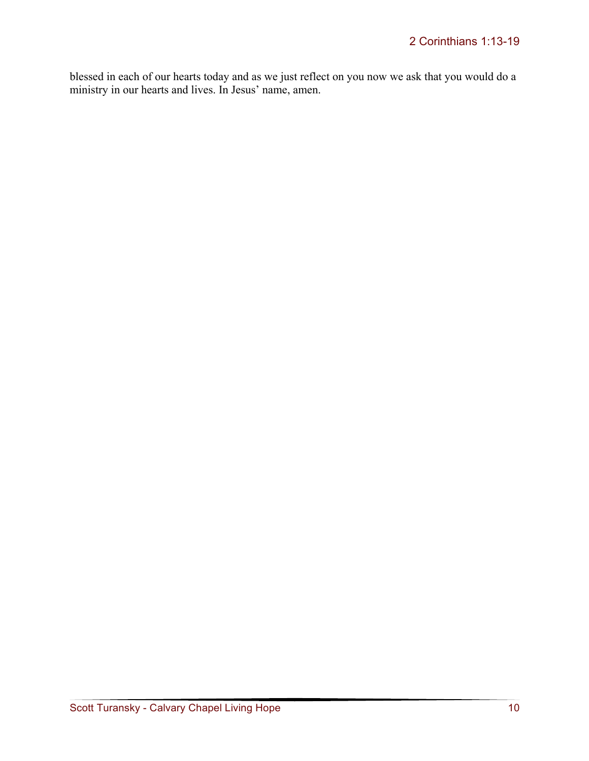blessed in each of our hearts today and as we just reflect on you now we ask that you would do a ministry in our hearts and lives. In Jesus' name, amen.